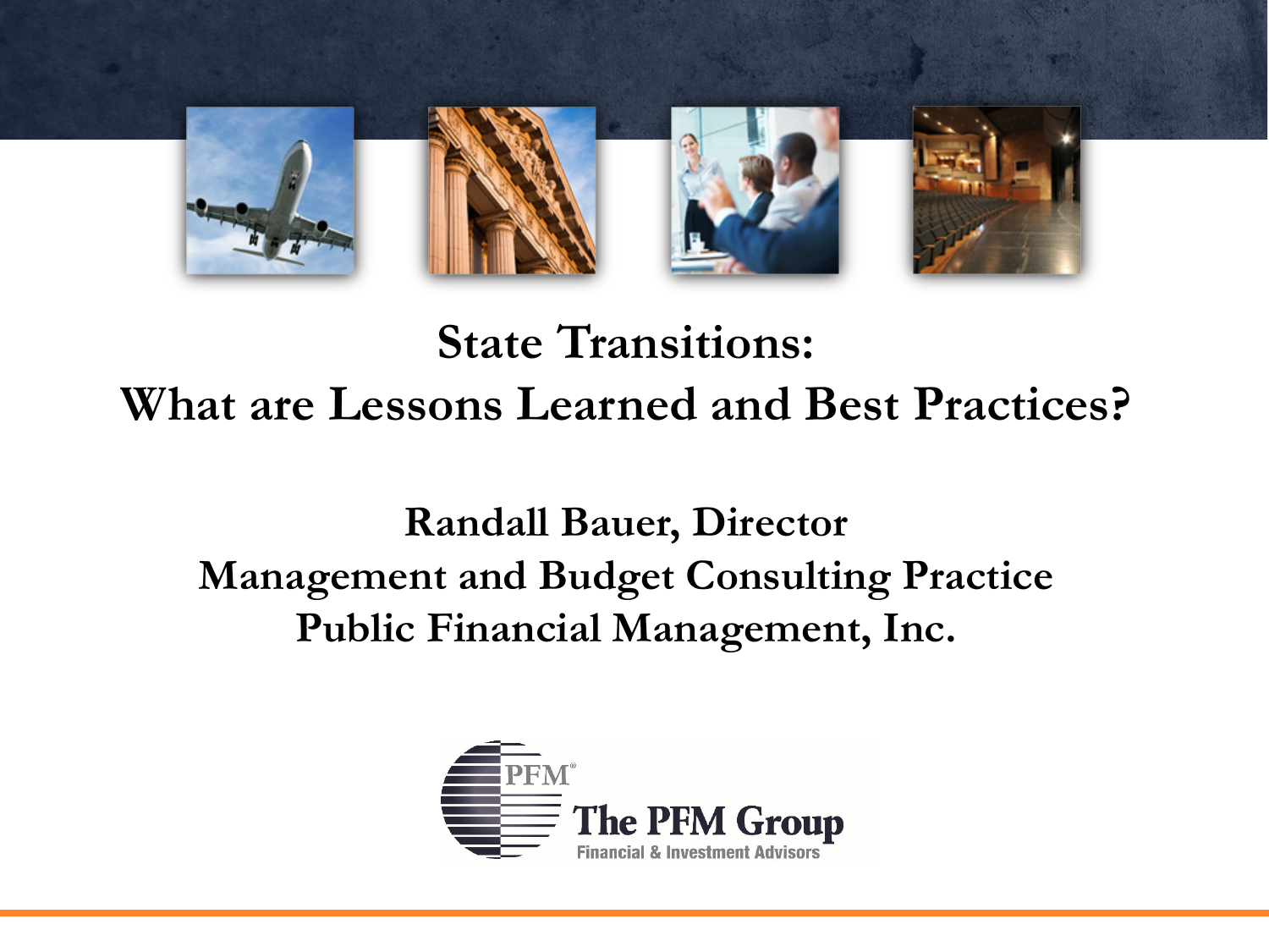# State Transitions:
# What are Lessons Learned and Best Practices?

**Randall Bauer, Director**
**Management and Budget Consulting Practice**
**Public Financial Management, Inc.**

PFM®
The PFM Group
Financial & Investment Advisors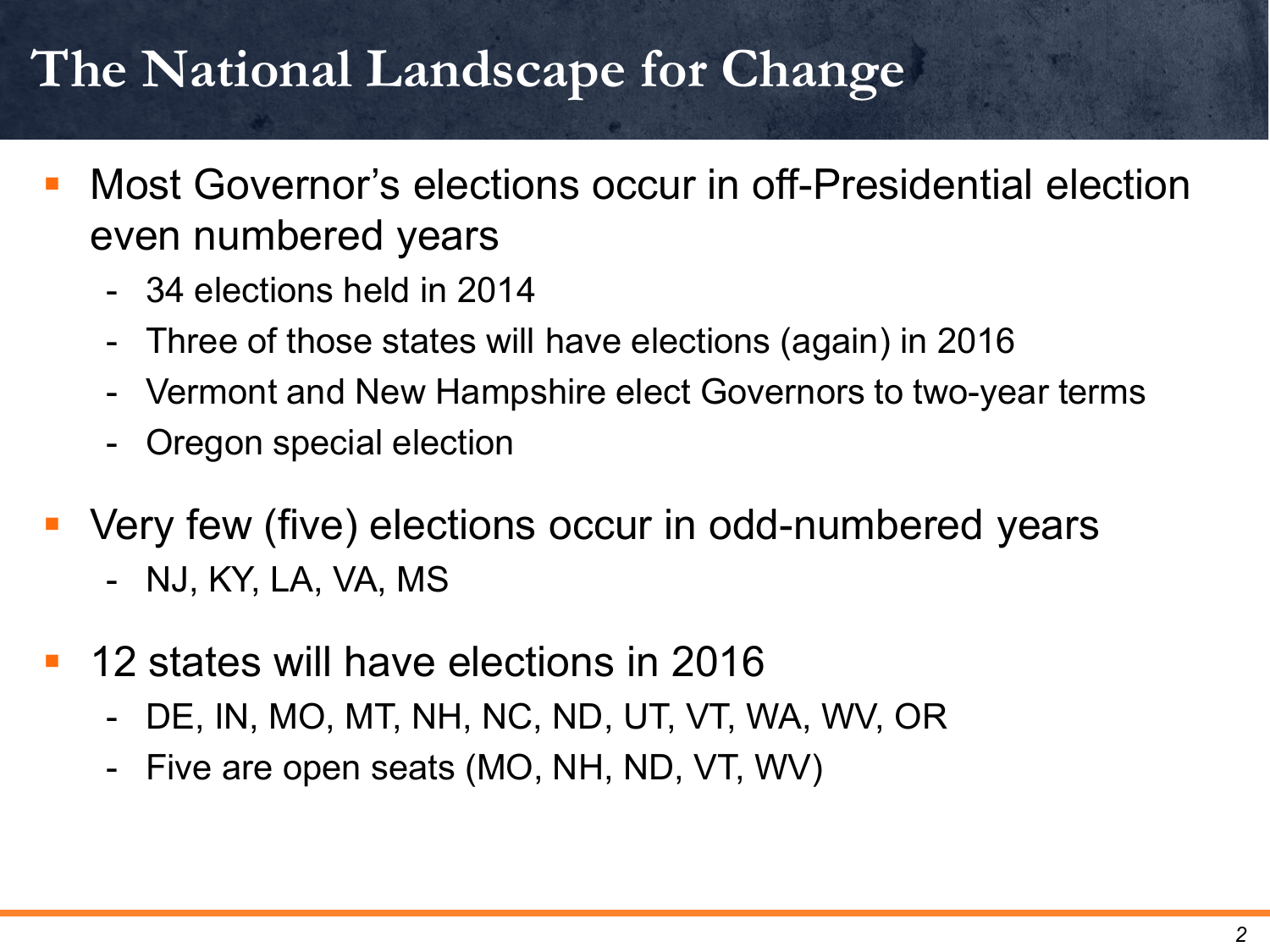# The National Landscape for Change

- Most Governor's elections occur in off-Presidential election even numbered years
  - 34 elections held in 2014
  - Three of those states will have elections (again) in 2016
  - Vermont and New Hampshire elect Governors to two-year terms
  - Oregon special election
- Very few (five) elections occur in odd-numbered years
  - NJ, KY, LA, VA, MS
- 12 states will have elections in 2016
  - DE, IN, MO, MT, NH, NC, ND, UT, VT, WA, WV, OR
  - Five are open seats (MO, NH, ND, VT, WV)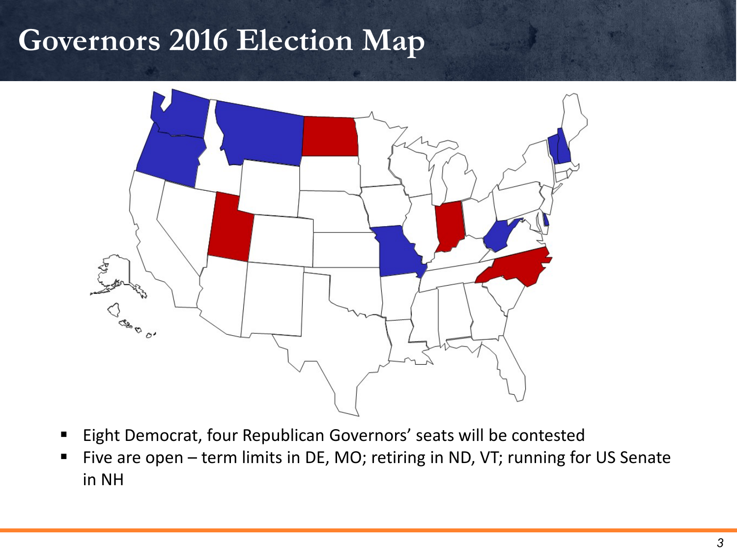# Governors 2016 Election Map

- Eight Democrat, four Republican Governors' seats will be contested
- Five are open – term limits in DE, MO; retiring in ND, VT; running for US Senate in NH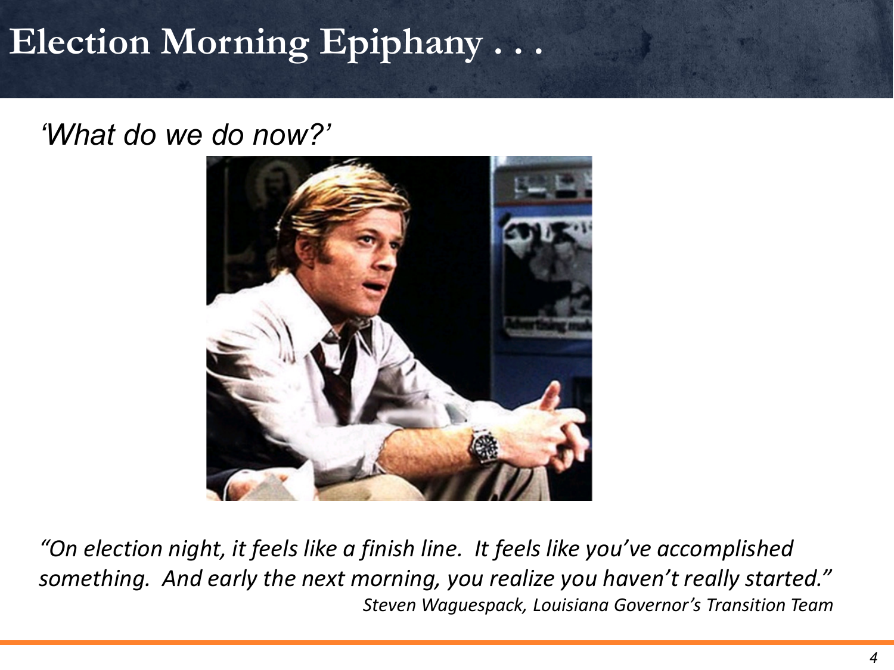# Election Morning Epiphany . . .

*'What do we do now?'*

*"On election night, it feels like a finish line. It feels like you've accomplished something. And early the next morning, you realize you haven't really started."*
*Steven Waguespack, Louisiana Governor's Transition Team*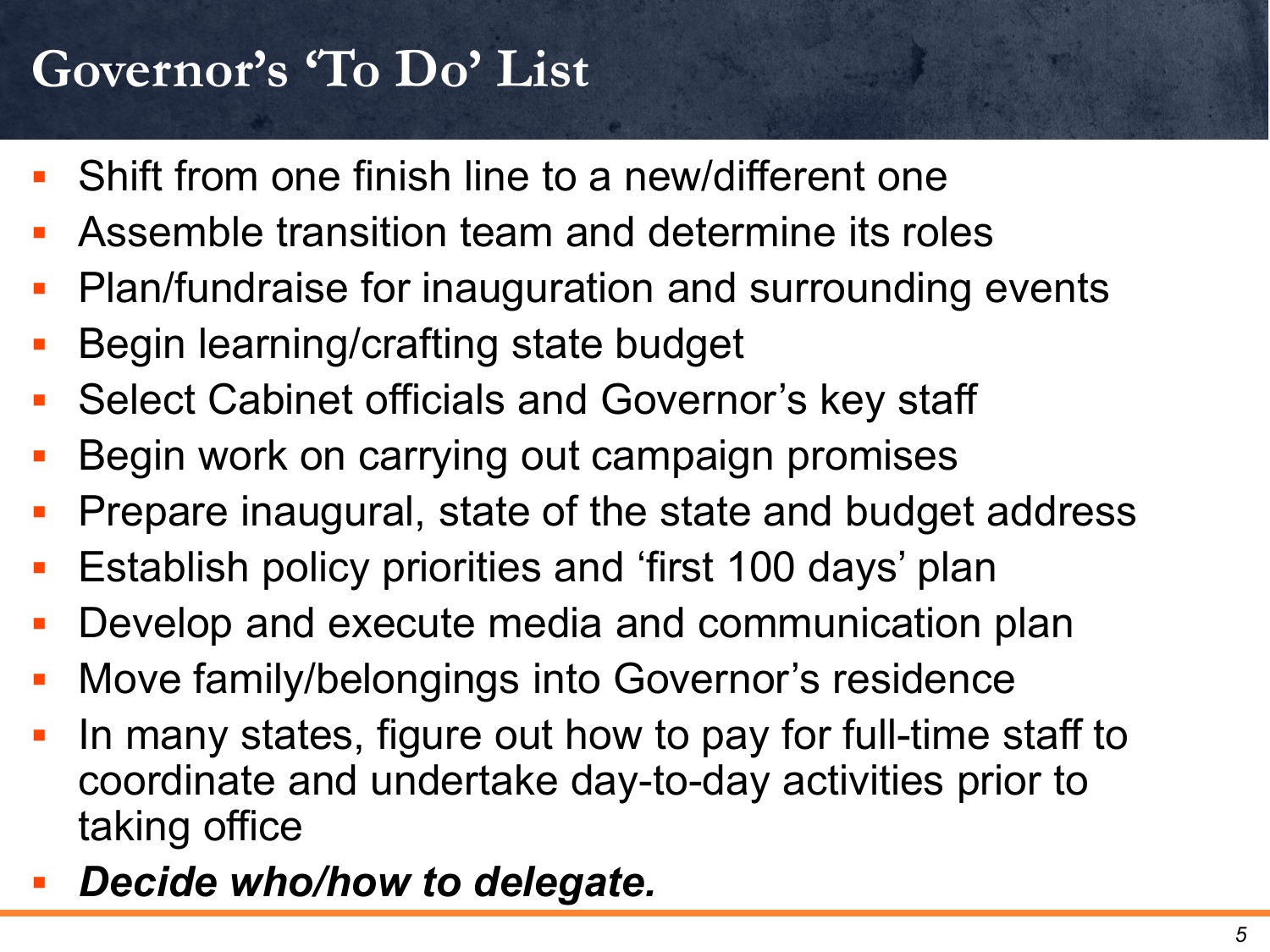# Governor's 'To Do' List

- Shift from one finish line to a new/different one
- Assemble transition team and determine its roles
- Plan/fundraise for inauguration and surrounding events
- Begin learning/crafting state budget
- Select Cabinet officials and Governor's key staff
- Begin work on carrying out campaign promises
- Prepare inaugural, state of the state and budget address
- Establish policy priorities and 'first 100 days' plan
- Develop and execute media and communication plan
- Move family/belongings into Governor's residence
- In many states, figure out how to pay for full-time staff to coordinate and undertake day-to-day activities prior to taking office
- ***Decide who/how to delegate.***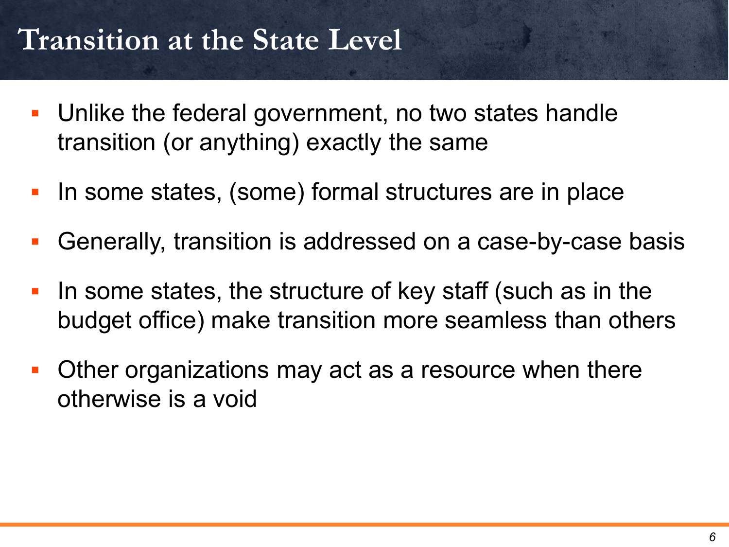# Transition at the State Level

- Unlike the federal government, no two states handle transition (or anything) exactly the same
- In some states, (some) formal structures are in place
- Generally, transition is addressed on a case-by-case basis
- In some states, the structure of key staff (such as in the budget office) make transition more seamless than others
- Other organizations may act as a resource when there otherwise is a void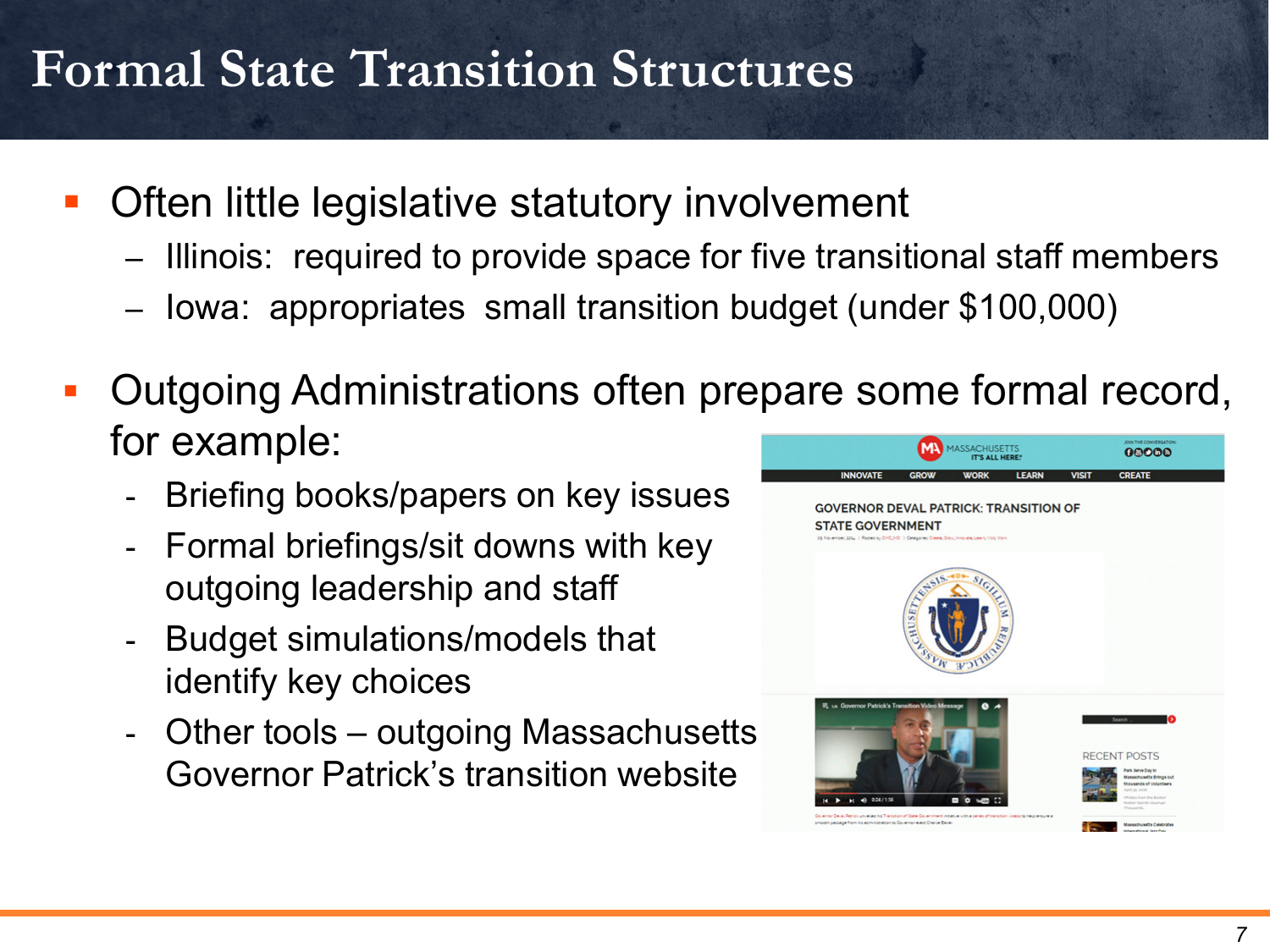# Formal State Transition Structures

- Often little legislative statutory involvement
  - Illinois: required to provide space for five transitional staff members
  - Iowa: appropriates small transition budget (under $100,000)
- Outgoing Administrations often prepare some formal record, for example:
  - Briefing books/papers on key issues
  - Formal briefings/sit downs with key outgoing leadership and staff
  - Budget simulations/models that identify key choices
  - Other tools – outgoing Massachusetts Governor Patrick's transition website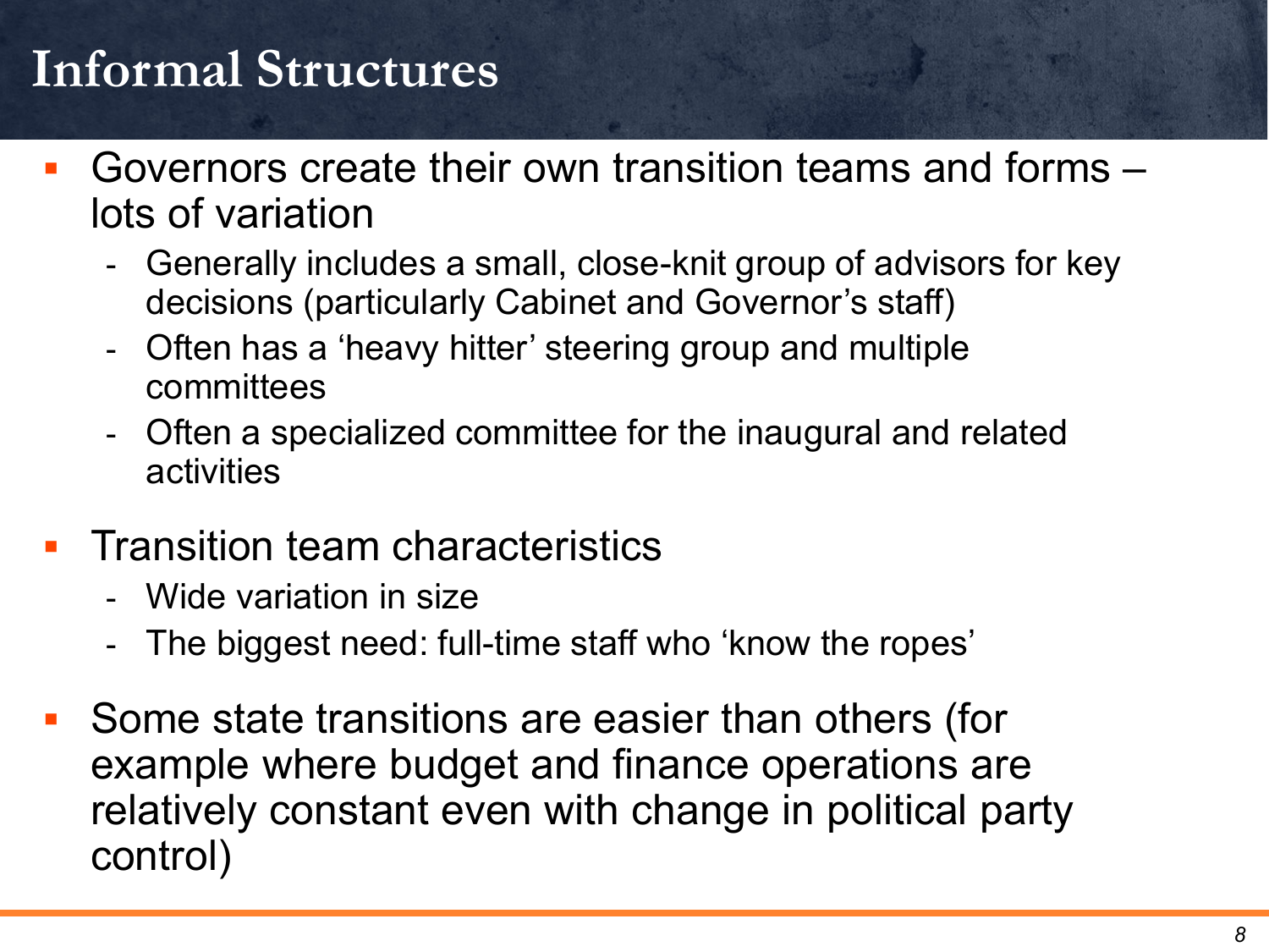# Informal Structures

- Governors create their own transition teams and forms – lots of variation
  - Generally includes a small, close-knit group of advisors for key decisions (particularly Cabinet and Governor's staff)
  - Often has a 'heavy hitter' steering group and multiple committees
  - Often a specialized committee for the inaugural and related activities
- Transition team characteristics
  - Wide variation in size
  - The biggest need: full-time staff who 'know the ropes'
- Some state transitions are easier than others (for example where budget and finance operations are relatively constant even with change in political party control)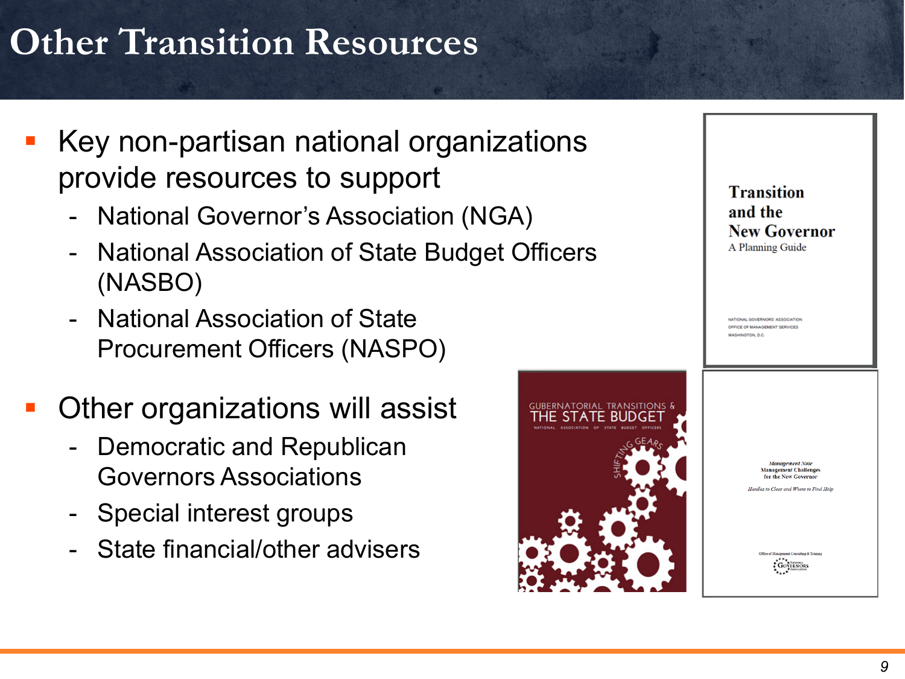# Other Transition Resources

- Key non-partisan national organizations provide resources to support
  - National Governor's Association (NGA)
  - National Association of State Budget Officers (NASBO)
  - National Association of State Procurement Officers (NASPO)

- Other organizations will assist
  - Democratic and Republican Governors Associations
  - Special interest groups
  - State financial/other advisers

**Transition and the New Governor**
A Planning Guide

NATIONAL GOVERNORS' ASSOCIATION
OFFICE OF MANAGEMENT SERVICES
WASHINGTON, D.C.

GUBERNATORIAL TRANSITIONS & THE STATE BUDGET
NATIONAL ASSOCIATION OF STATE BUDGET OFFICERS
SHIFTING GEARS

*Management Note*
Management Challenges for the New Governor
*Hurdles to Clear and Where to Find Help*

Office of Management Consulting & Training
National Governors Association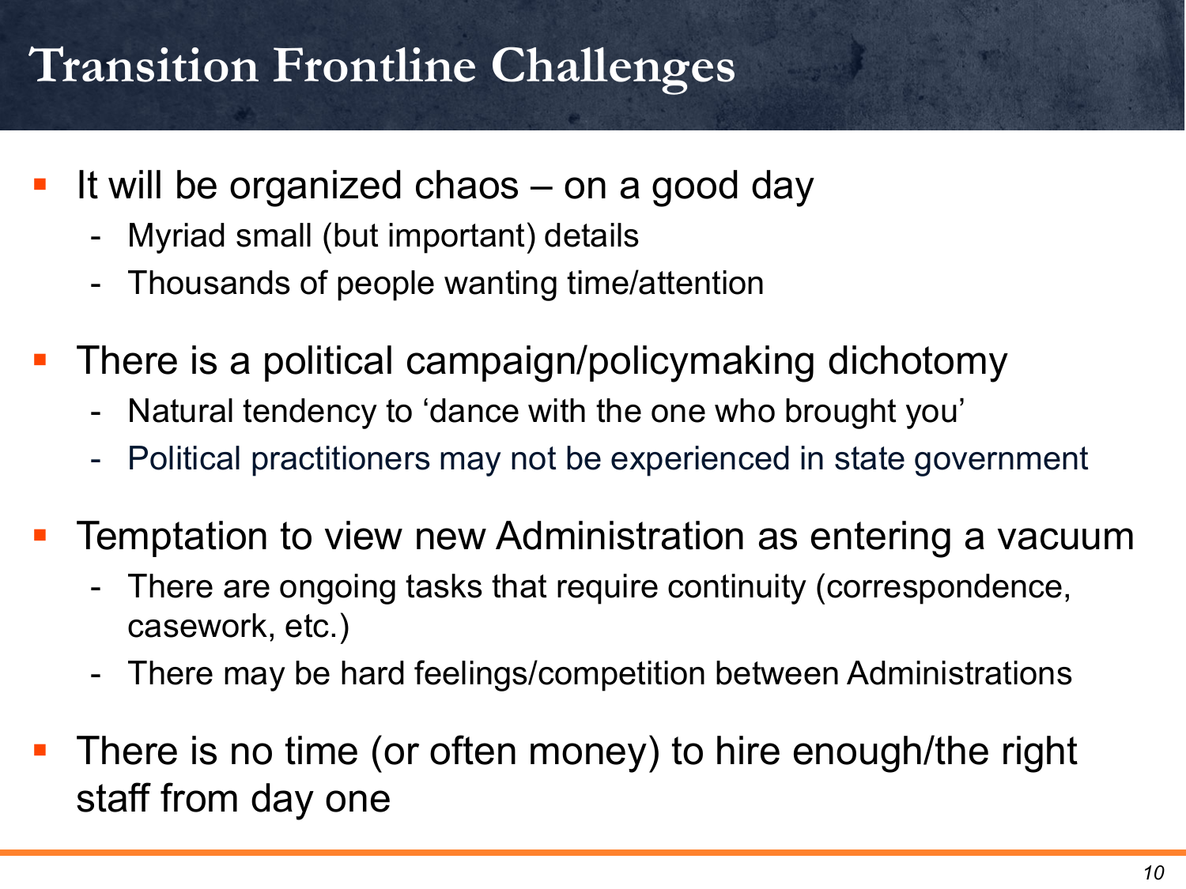# Transition Frontline Challenges

- It will be organized chaos – on a good day
  - Myriad small (but important) details
  - Thousands of people wanting time/attention
- There is a political campaign/policymaking dichotomy
  - Natural tendency to 'dance with the one who brought you'
  - Political practitioners may not be experienced in state government
- Temptation to view new Administration as entering a vacuum
  - There are ongoing tasks that require continuity (correspondence, casework, etc.)
  - There may be hard feelings/competition between Administrations
- There is no time (or often money) to hire enough/the right staff from day one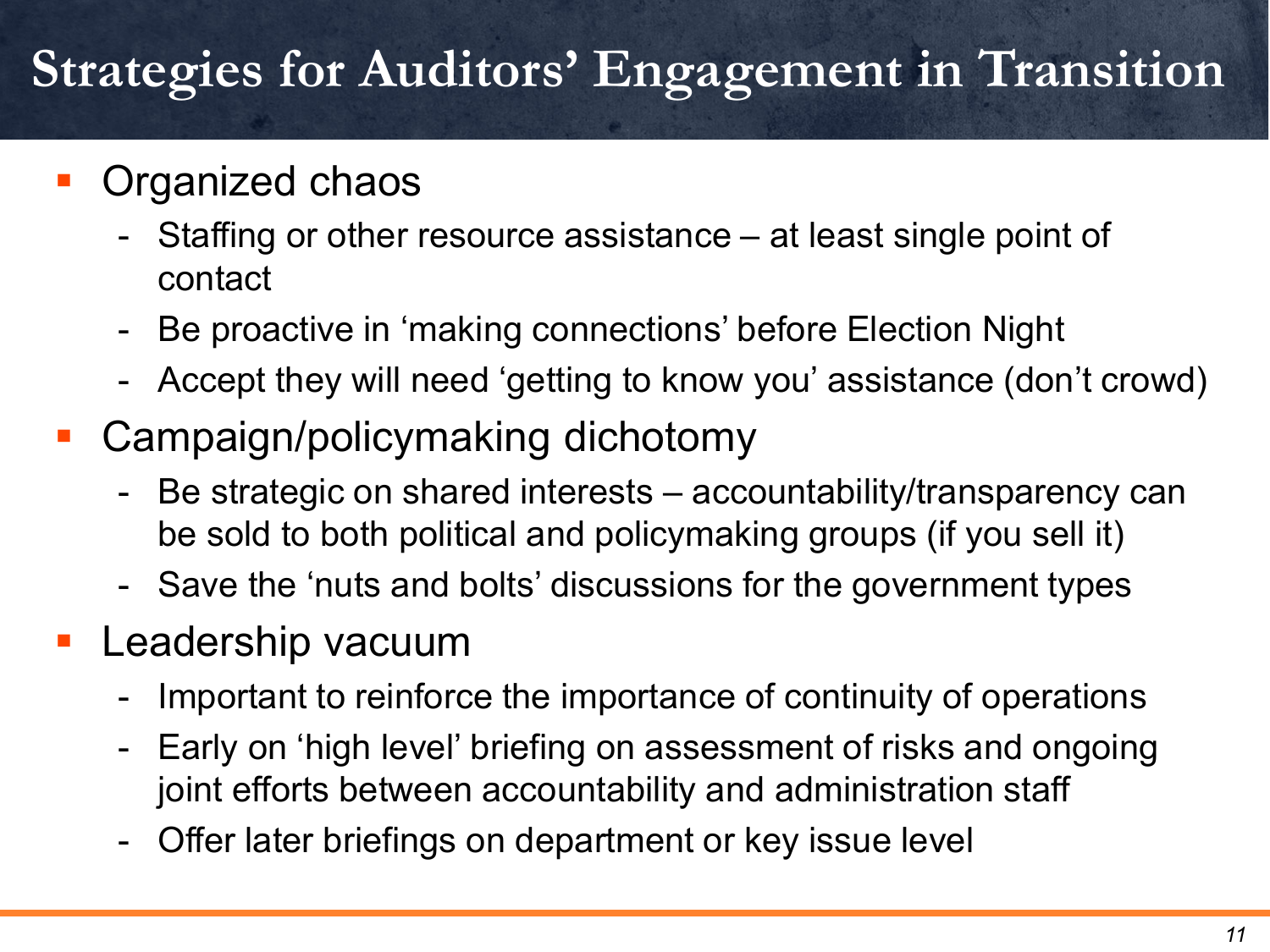# Strategies for Auditors' Engagement in Transition

- Organized chaos
  - Staffing or other resource assistance – at least single point of contact
  - Be proactive in 'making connections' before Election Night
  - Accept they will need 'getting to know you' assistance (don't crowd)
- Campaign/policymaking dichotomy
  - Be strategic on shared interests – accountability/transparency can be sold to both political and policymaking groups (if you sell it)
  - Save the 'nuts and bolts' discussions for the government types
- Leadership vacuum
  - Important to reinforce the importance of continuity of operations
  - Early on 'high level' briefing on assessment of risks and ongoing joint efforts between accountability and administration staff
  - Offer later briefings on department or key issue level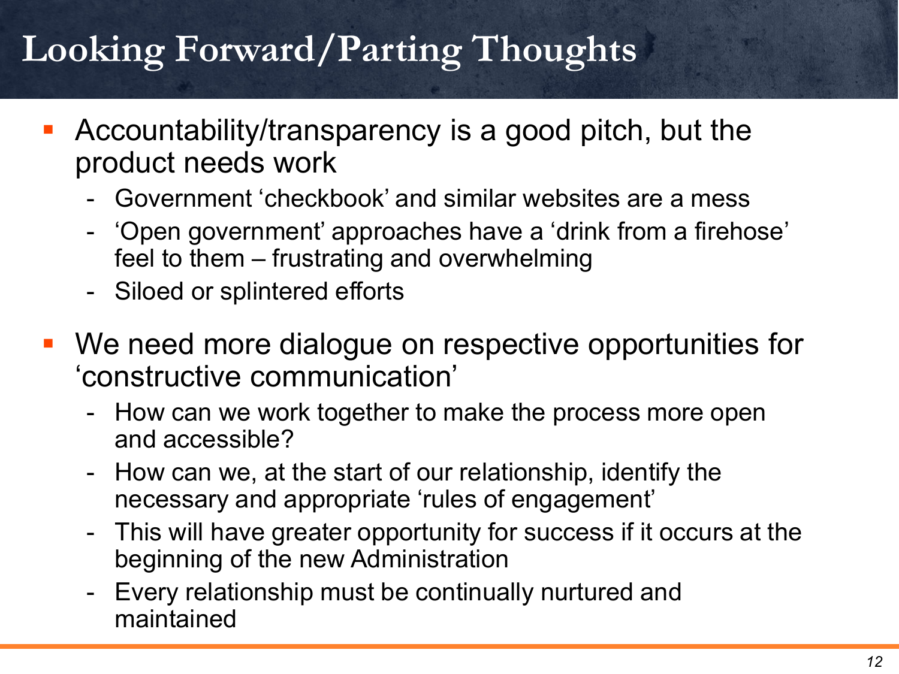# Looking Forward/Parting Thoughts

- Accountability/transparency is a good pitch, but the product needs work
  - Government 'checkbook' and similar websites are a mess
  - 'Open government' approaches have a 'drink from a firehose' feel to them – frustrating and overwhelming
  - Siloed or splintered efforts
- We need more dialogue on respective opportunities for 'constructive communication'
  - How can we work together to make the process more open and accessible?
  - How can we, at the start of our relationship, identify the necessary and appropriate 'rules of engagement'
  - This will have greater opportunity for success if it occurs at the beginning of the new Administration
  - Every relationship must be continually nurtured and maintained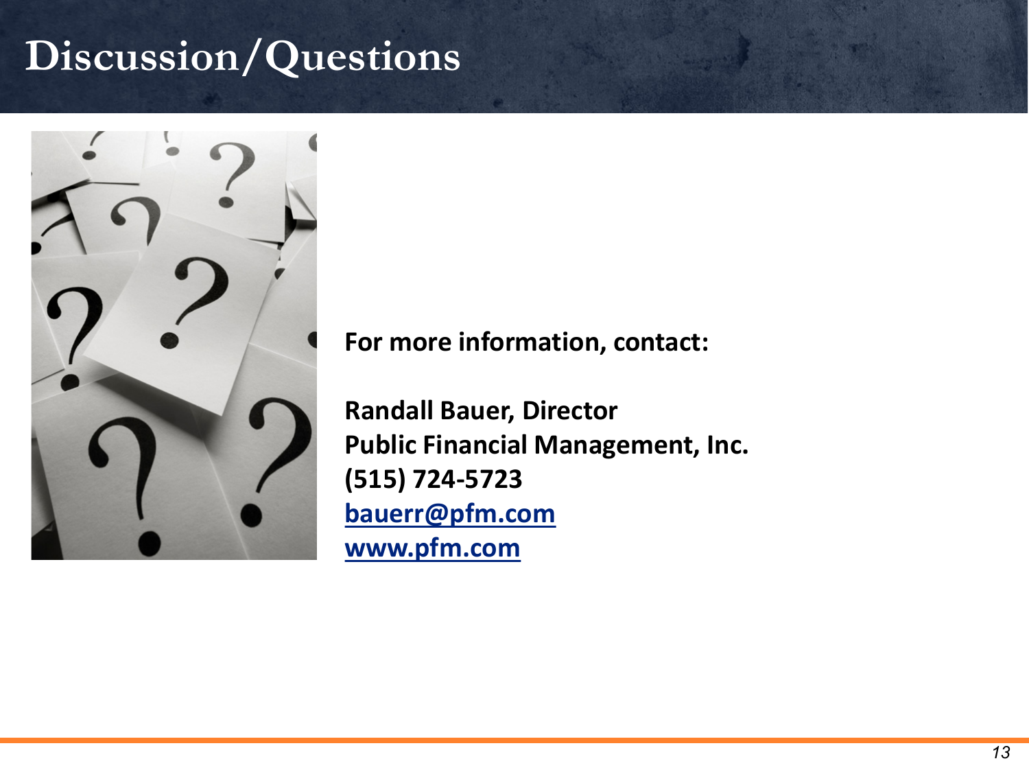# Discussion/Questions

**For more information, contact:**

**Randall Bauer, Director**
**Public Financial Management, Inc.**
**(515) 724-5723**
**bauerr@pfm.com**
**www.pfm.com**